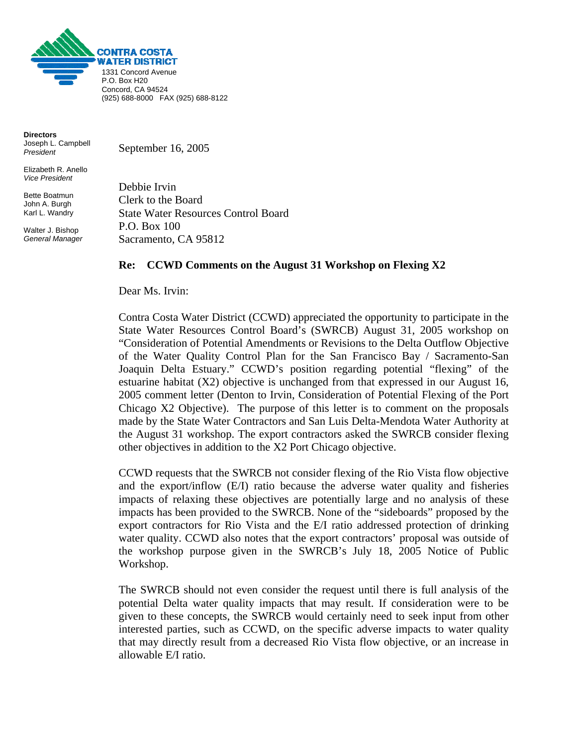**CONTRA COSTA WATER DISTRICT**
1331 Concord Avenue
P.O. Box H20
Concord, CA 94524
(925) 688-8000 FAX (925) 688-8122

**Directors**
Joseph L. Campbell
*President*

Elizabeth R. Anello
*Vice President*

Bette Boatmun
John A. Burgh
Karl L. Wandry

Walter J. Bishop
*General Manager*

September 16, 2005

Debbie Irvin
Clerk to the Board
State Water Resources Control Board
P.O. Box 100
Sacramento, CA 95812

**Re: CCWD Comments on the August 31 Workshop on Flexing X2**

Dear Ms. Irvin:

Contra Costa Water District (CCWD) appreciated the opportunity to participate in the State Water Resources Control Board's (SWRCB) August 31, 2005 workshop on "Consideration of Potential Amendments or Revisions to the Delta Outflow Objective of the Water Quality Control Plan for the San Francisco Bay / Sacramento-San Joaquin Delta Estuary." CCWD's position regarding potential "flexing" of the estuarine habitat (X2) objective is unchanged from that expressed in our August 16, 2005 comment letter (Denton to Irvin, Consideration of Potential Flexing of the Port Chicago X2 Objective). The purpose of this letter is to comment on the proposals made by the State Water Contractors and San Luis Delta-Mendota Water Authority at the August 31 workshop. The export contractors asked the SWRCB consider flexing other objectives in addition to the X2 Port Chicago objective.

CCWD requests that the SWRCB not consider flexing of the Rio Vista flow objective and the export/inflow (E/I) ratio because the adverse water quality and fisheries impacts of relaxing these objectives are potentially large and no analysis of these impacts has been provided to the SWRCB. None of the "sideboards" proposed by the export contractors for Rio Vista and the E/I ratio addressed protection of drinking water quality. CCWD also notes that the export contractors' proposal was outside of the workshop purpose given in the SWRCB's July 18, 2005 Notice of Public Workshop.

The SWRCB should not even consider the request until there is full analysis of the potential Delta water quality impacts that may result. If consideration were to be given to these concepts, the SWRCB would certainly need to seek input from other interested parties, such as CCWD, on the specific adverse impacts to water quality that may directly result from a decreased Rio Vista flow objective, or an increase in allowable E/I ratio.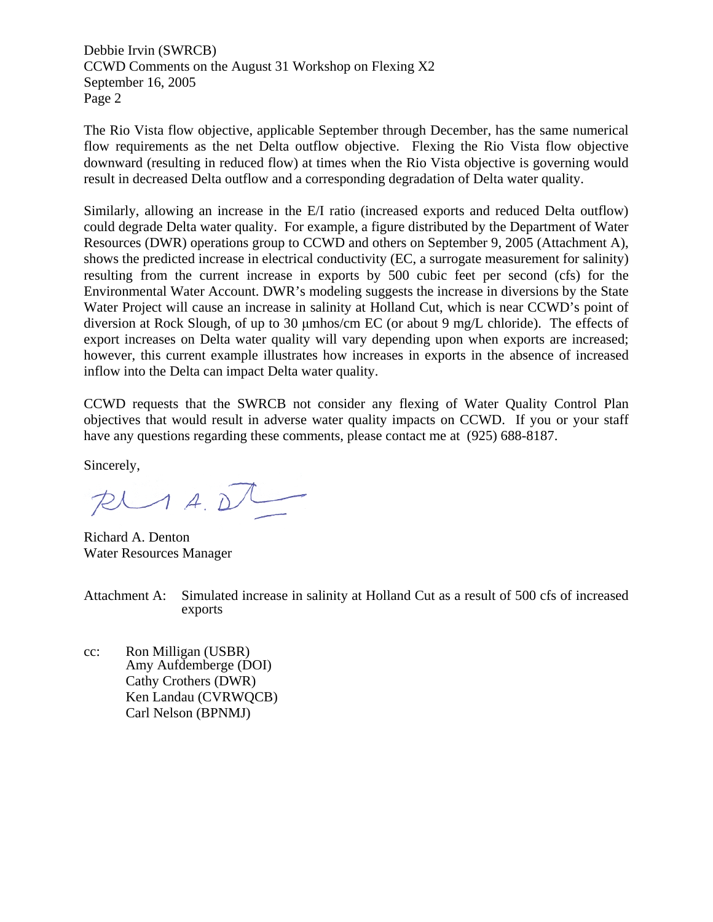The Rio Vista flow objective, applicable September through December, has the same numerical flow requirements as the net Delta outflow objective. Flexing the Rio Vista flow objective downward (resulting in reduced flow) at times when the Rio Vista objective is governing would result in decreased Delta outflow and a corresponding degradation of Delta water quality.

Similarly, allowing an increase in the E/I ratio (increased exports and reduced Delta outflow) could degrade Delta water quality. For example, a figure distributed by the Department of Water Resources (DWR) operations group to CCWD and others on September 9, 2005 (Attachment A), shows the predicted increase in electrical conductivity (EC, a surrogate measurement for salinity) resulting from the current increase in exports by 500 cubic feet per second (cfs) for the Environmental Water Account. DWR's modeling suggests the increase in diversions by the State Water Project will cause an increase in salinity at Holland Cut, which is near CCWD's point of diversion at Rock Slough, of up to 30 μmhos/cm EC (or about 9 mg/L chloride). The effects of export increases on Delta water quality will vary depending upon when exports are increased; however, this current example illustrates how increases in exports in the absence of increased inflow into the Delta can impact Delta water quality.

CCWD requests that the SWRCB not consider any flexing of Water Quality Control Plan objectives that would result in adverse water quality impacts on CCWD. If you or your staff have any questions regarding these comments, please contact me at (925) 688-8187.

Sincerely,

Richard A. Denton
Water Resources Manager

Attachment A: Simulated increase in salinity at Holland Cut as a result of 500 cfs of increased exports

cc: Ron Milligan (USBR)
Amy Aufdemberge (DOI)
Cathy Crothers (DWR)
Ken Landau (CVRWQCB)
Carl Nelson (BPNMJ)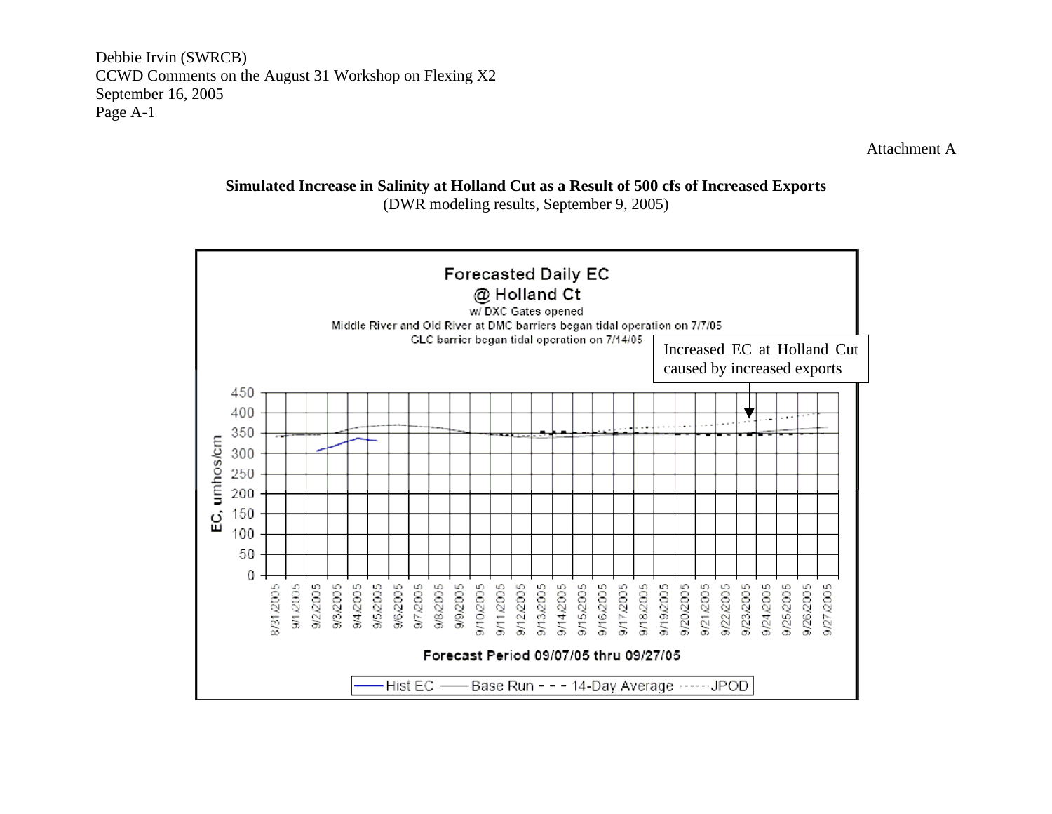Attachment A

**Simulated Increase in Salinity at Holland Cut as a Result of 500 cfs of Increased Exports**
(DWR modeling results, September 9, 2005)

Forecasted Daily EC
@ Holland Ct
w/ DXC Gates opened
Middle River and Old River at DMC barriers began tidal operation on 7/7/05
GLC barrier began tidal operation on 7/14/05

Increased EC at Holland Cut caused by increased exports

EC, umhos/cm

450
400
350
300
250
200
150
100
50
0

8/31/2005 9/1/2005 9/2/2005 9/3/2005 9/4/2005 9/5/2005 9/6/2005 9/7/2005 9/8/2005 9/9/2005 9/10/2005 9/11/2005 9/12/2005 9/13/2005 9/14/2005 9/15/2005 9/16/2005 9/17/2005 9/18/2005 9/19/2005 9/20/2005 9/21/2005 9/22/2005 9/23/2005 9/24/2005 9/25/2005 9/26/2005 9/27/2005

Forecast Period 09/07/05 thru 09/27/05

Hist EC — Base Run - - - 14-Day Average ······ JPOD